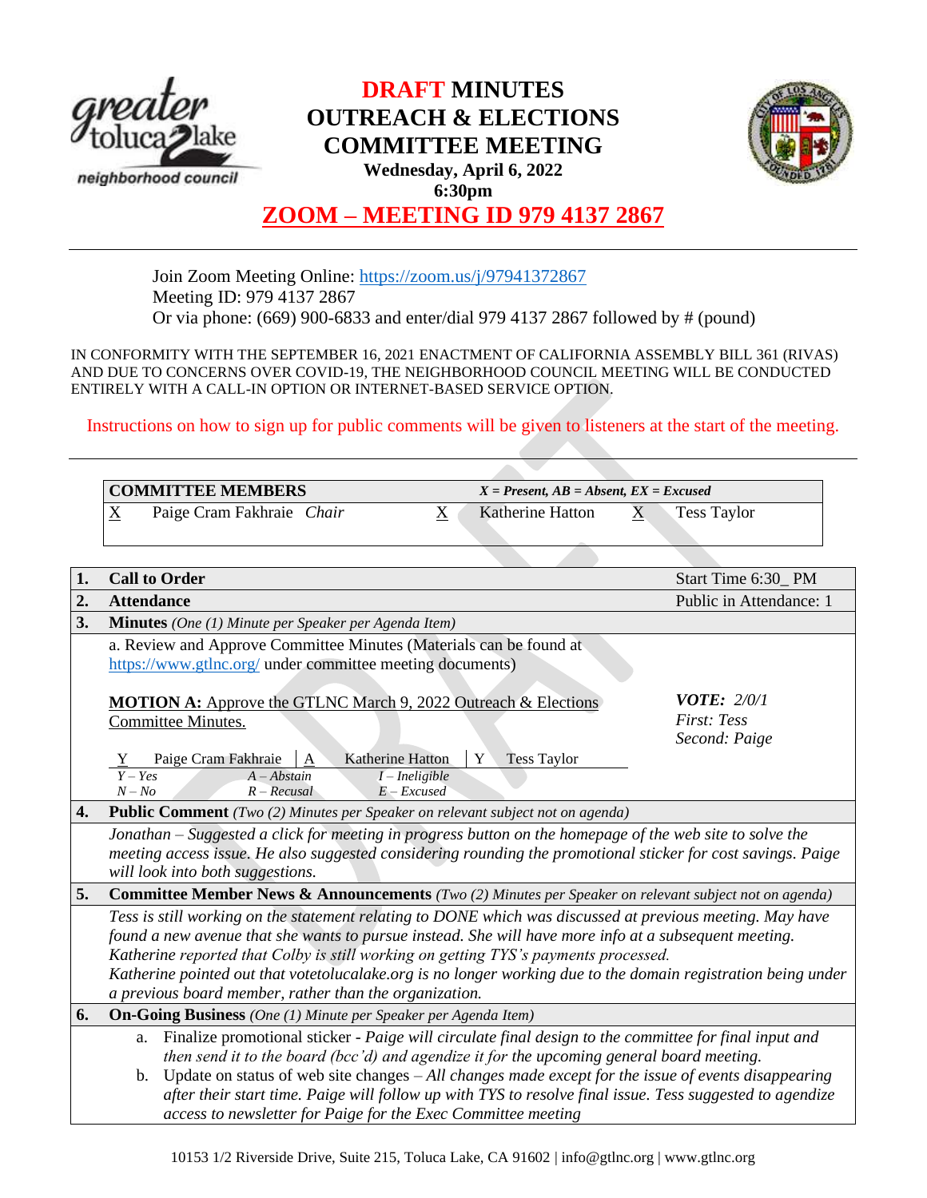# DRAFT MINUTES
# OUTREACH & ELECTIONS COMMITTEE MEETING

**Wednesday, April 6, 2022**
**6:30pm**

## ZOOM – MEETING ID 979 4137 2867

Join Zoom Meeting Online: https://zoom.us/j/97941372867
Meeting ID: 979 4137 2867
Or via phone: (669) 900-6833 and enter/dial 979 4137 2867 followed by # (pound)

IN CONFORMITY WITH THE SEPTEMBER 16, 2021 ENACTMENT OF CALIFORNIA ASSEMBLY BILL 361 (RIVAS) AND DUE TO CONCERNS OVER COVID-19, THE NEIGHBORHOOD COUNCIL MEETING WILL BE CONDUCTED ENTIRELY WITH A CALL-IN OPTION OR INTERNET-BASED SERVICE OPTION.

Instructions on how to sign up for public comments will be given to listeners at the start of the meeting.

| **COMMITTEE MEMBERS** | | *X = Present, AB = Absent, EX = Excused* | | | |
|---|---|---|---|---|---|
| X | Paige Cram Fakhraie *Chair* | X | Katherine Hatton | X | Tess Taylor |

| | | |
|---|---|---|
| **1.** | **Call to Order** | Start Time 6:30_ PM |
| **2.** | **Attendance** | Public in Attendance: 1 |
| **3.** | **Minutes** *(One (1) Minute per Speaker per Agenda Item)* | |

a. Review and Approve Committee Minutes (Materials can be found at https://www.gtlnc.org/ under committee meeting documents)

**MOTION A:** Approve the GTLNC March 9, 2022 Outreach & Elections Committee Minutes.

*VOTE: 2/0/1*
*First: Tess*
*Second: Paige*

| Y | Paige Cram Fakhraie | A | Katherine Hatton | Y | Tess Taylor |
|---|---|---|---|---|---|

*Y – Yes, A – Abstain, I – Ineligible, N – No, R – Recusal, E – Excused*

**4. Public Comment** *(Two (2) Minutes per Speaker on relevant subject not on agenda)*

*Jonathan – Suggested a click for meeting in progress button on the homepage of the web site to solve the meeting access issue. He also suggested considering rounding the promotional sticker for cost savings. Paige will look into both suggestions.*

**5. Committee Member News & Announcements** *(Two (2) Minutes per Speaker on relevant subject not on agenda)*

*Tess is still working on the statement relating to DONE which was discussed at previous meeting. May have found a new avenue that she wants to pursue instead. She will have more info at a subsequent meeting.*
*Katherine reported that Colby is still working on getting TYS's payments processed.*
*Katherine pointed out that votetolucalake.org is no longer working due to the domain registration being under a previous board member, rather than the organization.*

**6. On-Going Business** *(One (1) Minute per Speaker per Agenda Item)*

a. Finalize promotional sticker - *Paige will circulate final design to the committee for final input and then send it to the board (bcc'd) and agendize it for the upcoming general board meeting.*

b. Update on status of web site changes – *All changes made except for the issue of events disappearing after their start time. Paige will follow up with TYS to resolve final issue. Tess suggested to agendize access to newsletter for Paige for the Exec Committee meeting*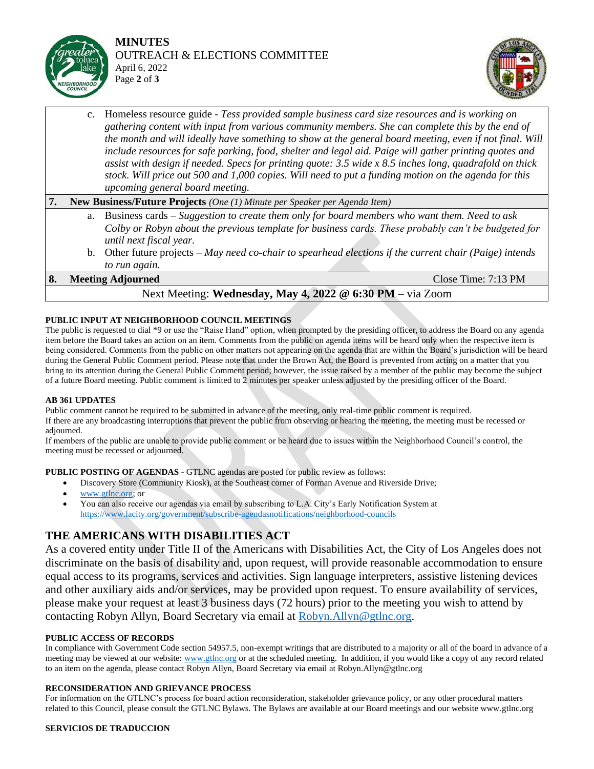c. Homeless resource guide - *Tess provided sample business card size resources and is working on gathering content with input from various community members. She can complete this by the end of the month and will ideally have something to show at the general board meeting, even if not final. Will include resources for safe parking, food, shelter and legal aid. Paige will gather printing quotes and assist with design if needed. Specs for printing quote: 3.5 wide x 8.5 inches long, quadrafold on thick stock. Will price out 500 and 1,000 copies. Will need to put a funding motion on the agenda for this upcoming general board meeting.*

**7. New Business/Future Projects** *(One (1) Minute per Speaker per Agenda Item)*

a. Business cards – *Suggestion to create them only for board members who want them. Need to ask Colby or Robyn about the previous template for business cards. These probably can't be budgeted for until next fiscal year.*

b. Other future projects – *May need co-chair to spearhead elections if the current chair (Paige) intends to run again.*

**8. Meeting Adjourned** Close Time: 7:13 PM

Next Meeting: **Wednesday, May 4, 2022 @ 6:30 PM** – via Zoom

**PUBLIC INPUT AT NEIGHBORHOOD COUNCIL MEETINGS**

The public is requested to dial *9 or use the "Raise Hand" option, when prompted by the presiding officer, to address the Board on any agenda item before the Board takes an action on an item. Comments from the public on agenda items will be heard only when the respective item is being considered. Comments from the public on other matters not appearing on the agenda that are within the Board's jurisdiction will be heard during the General Public Comment period. Please note that under the Brown Act, the Board is prevented from acting on a matter that you bring to its attention during the General Public Comment period; however, the issue raised by a member of the public may become the subject of a future Board meeting. Public comment is limited to 2 minutes per speaker unless adjusted by the presiding officer of the Board.

**AB 361 UPDATES**

Public comment cannot be required to be submitted in advance of the meeting, only real-time public comment is required.
If there are any broadcasting interruptions that prevent the public from observing or hearing the meeting, the meeting must be recessed or adjourned.
If members of the public are unable to provide public comment or be heard due to issues within the Neighborhood Council's control, the meeting must be recessed or adjourned.

**PUBLIC POSTING OF AGENDAS** - GTLNC agendas are posted for public review as follows:

- Discovery Store (Community Kiosk), at the Southeast corner of Forman Avenue and Riverside Drive;
- www.gtlnc.org; or
- You can also receive our agendas via email by subscribing to L.A. City's Early Notification System at https://www.lacity.org/government/subscribe-agendasnotifications/neighborhood-councils

## THE AMERICANS WITH DISABILITIES ACT

As a covered entity under Title II of the Americans with Disabilities Act, the City of Los Angeles does not discriminate on the basis of disability and, upon request, will provide reasonable accommodation to ensure equal access to its programs, services and activities. Sign language interpreters, assistive listening devices and other auxiliary aids and/or services, may be provided upon request. To ensure availability of services, please make your request at least 3 business days (72 hours) prior to the meeting you wish to attend by contacting Robyn Allyn, Board Secretary via email at Robyn.Allyn@gtlnc.org.

**PUBLIC ACCESS OF RECORDS**

In compliance with Government Code section 54957.5, non-exempt writings that are distributed to a majority or all of the board in advance of a meeting may be viewed at our website: www.gtlnc.org or at the scheduled meeting. In addition, if you would like a copy of any record related to an item on the agenda, please contact Robyn Allyn, Board Secretary via email at Robyn.Allyn@gtlnc.org

**RECONSIDERATION AND GRIEVANCE PROCESS**

For information on the GTLNC's process for board action reconsideration, stakeholder grievance policy, or any other procedural matters related to this Council, please consult the GTLNC Bylaws. The Bylaws are available at our Board meetings and our website www.gtlnc.org

**SERVICIOS DE TRADUCCION**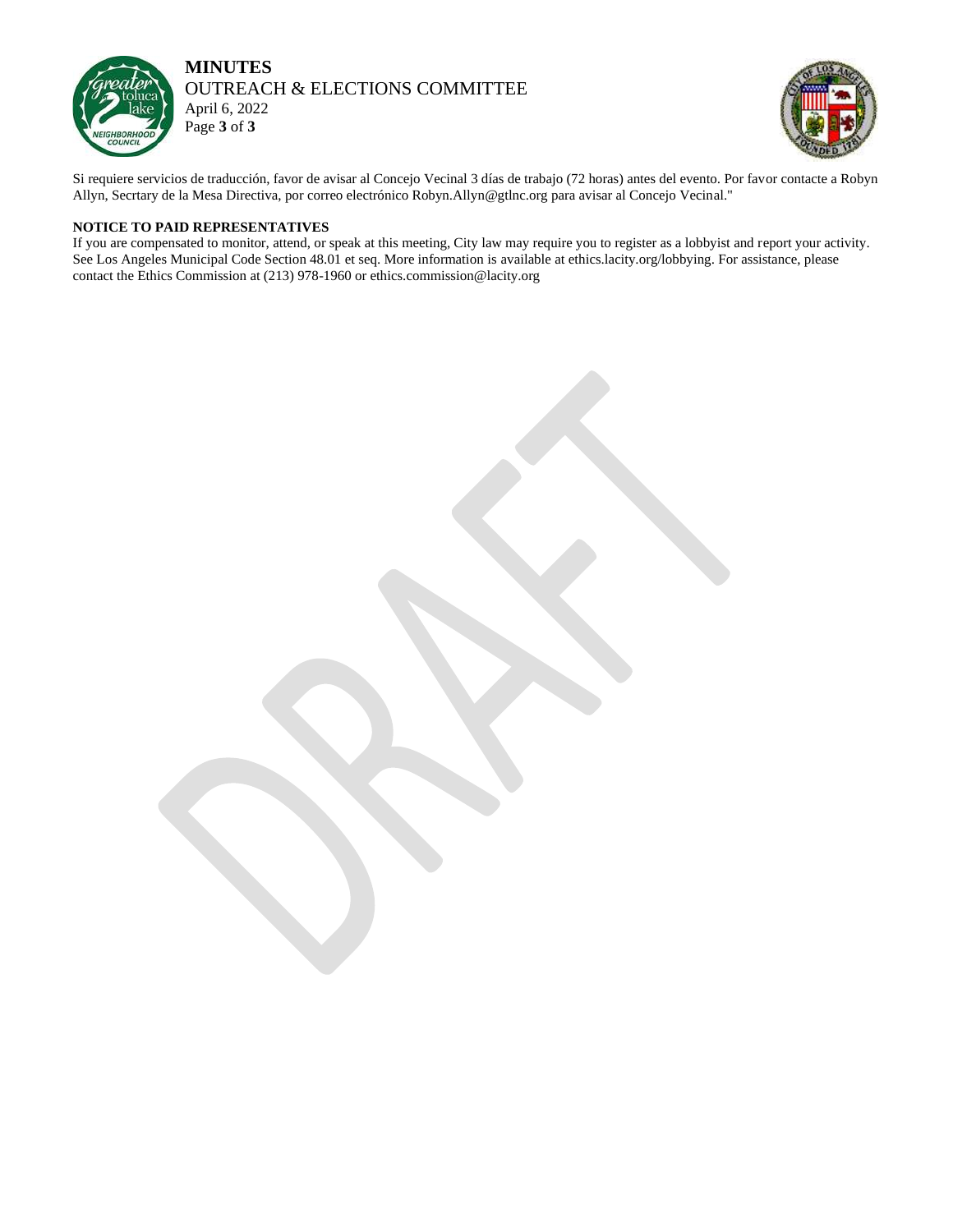Si requiere servicios de traducción, favor de avisar al Concejo Vecinal 3 días de trabajo (72 horas) antes del evento. Por favor contacte a Robyn Allyn, Secrtary de la Mesa Directiva, por correo electrónico Robyn.Allyn@gtlnc.org para avisar al Concejo Vecinal."

**NOTICE TO PAID REPRESENTATIVES**

If you are compensated to monitor, attend, or speak at this meeting, City law may require you to register as a lobbyist and report your activity. See Los Angeles Municipal Code Section 48.01 et seq. More information is available at ethics.lacity.org/lobbying. For assistance, please contact the Ethics Commission at (213) 978-1960 or ethics.commission@lacity.org